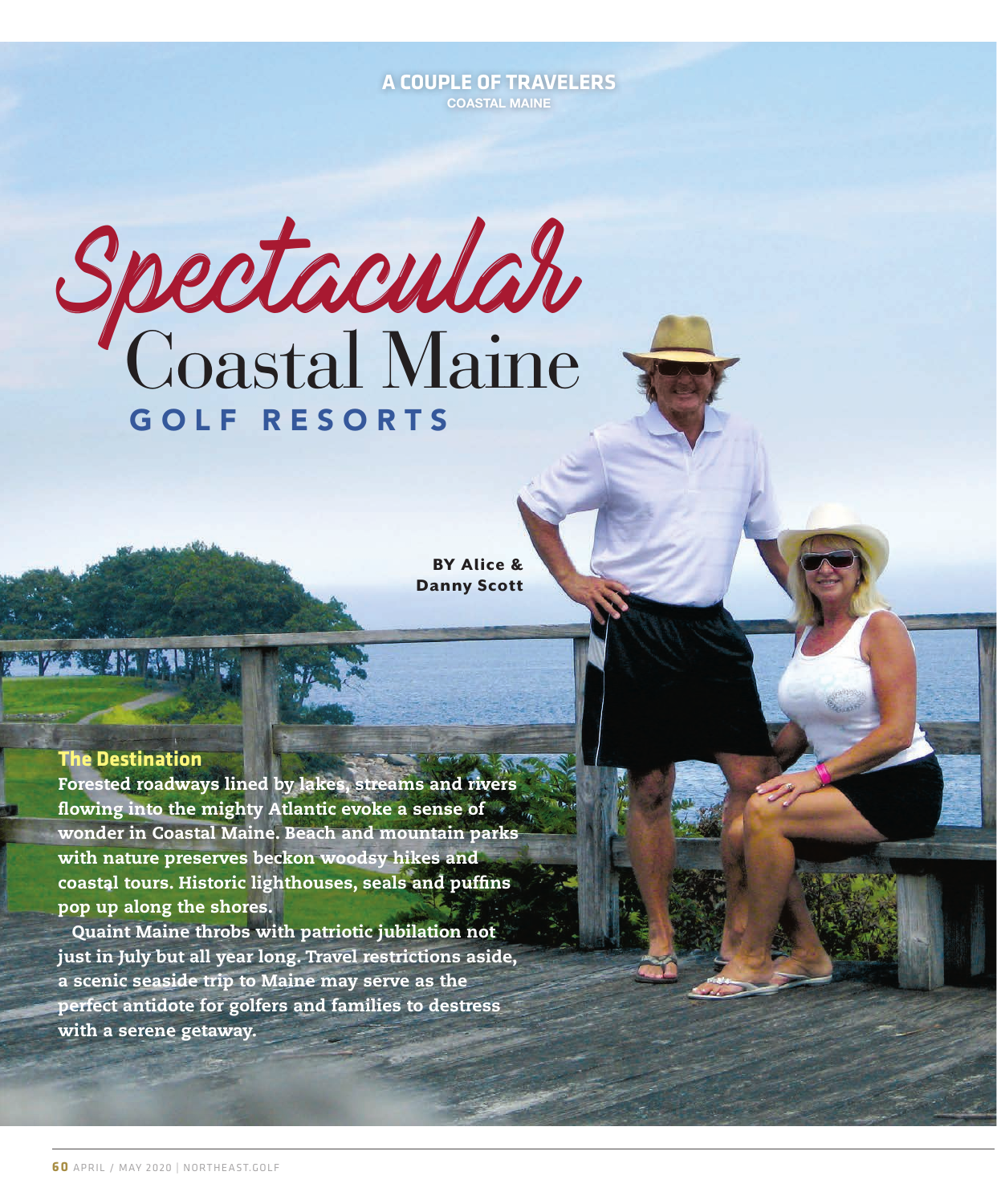A COUPLE OF TRAVELERS

COASTAL MAINE

# Spectacular Coastal Maine GOLF RESORTS

BY Alice & Danny Scott

## The Destination

**Forested roadways lined by lakes, streams and rivers flowing into the mighty Atlantic evoke a sense of wonder in Coastal Maine. Beach and mountain parks with nature preserves beckon woodsy hikes and coastal tours. Historic lighthouses, seals and puffins pop up along the shores.**

**Quaint Maine throbs with patriotic jubilation not just in July but all year long. Travel restrictions aside, a scenic seaside trip to Maine may serve as the perfect antidote for golfers and families to destress with a serene getaway.**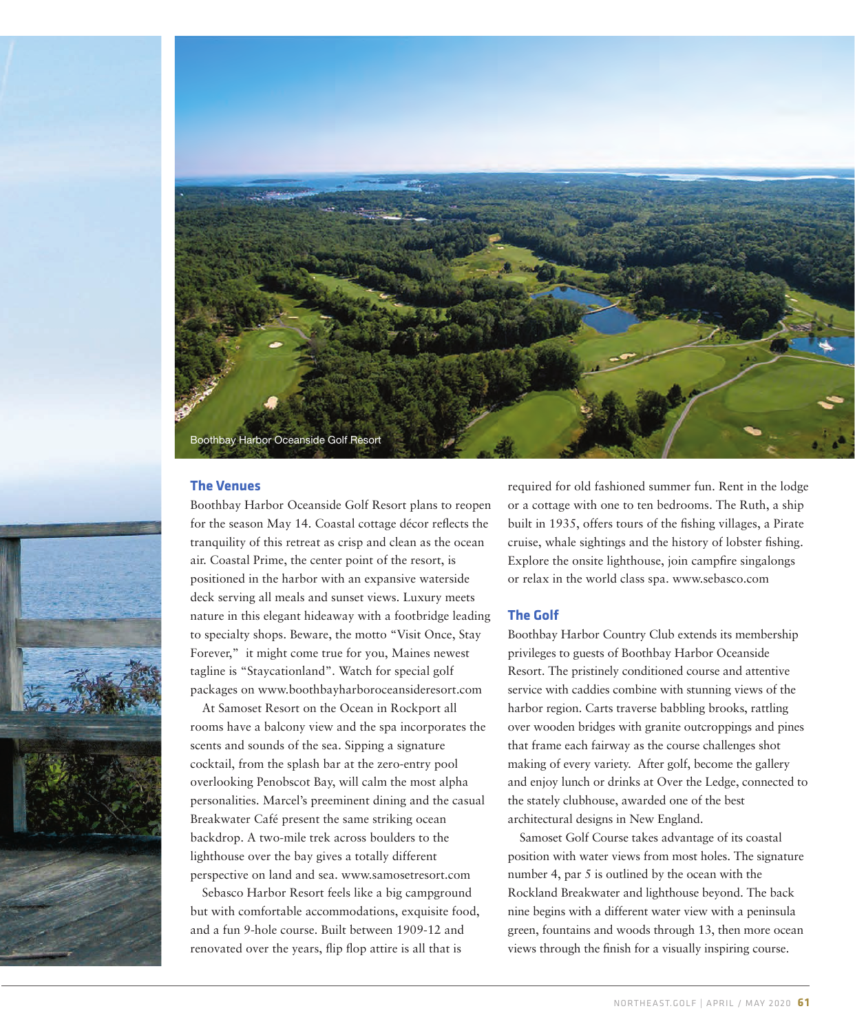Boothbay Harbor Oceanside Golf Resort

## The Venues

Boothbay Harbor Oceanside Golf Resort plans to reopen for the season May 14. Coastal cottage décor reflects the tranquility of this retreat as crisp and clean as the ocean air. Coastal Prime, the center point of the resort, is positioned in the harbor with an expansive waterside deck serving all meals and sunset views. Luxury meets nature in this elegant hideaway with a footbridge leading to specialty shops. Beware, the motto "Visit Once, Stay Forever," it might come true for you, Maines newest tagline is "Staycationland". Watch for special golf packages on www.boothbayharboroceansideresort.com

At Samoset Resort on the Ocean in Rockport all rooms have a balcony view and the spa incorporates the scents and sounds of the sea. Sipping a signature cocktail, from the splash bar at the zero-entry pool overlooking Penobscot Bay, will calm the most alpha personalities. Marcel's preeminent dining and the casual Breakwater Café present the same striking ocean backdrop. A two-mile trek across boulders to the lighthouse over the bay gives a totally different perspective on land and sea. www.samosetresort.com

Sebasco Harbor Resort feels like a big campground but with comfortable accommodations, exquisite food, and a fun 9-hole course. Built between 1909-12 and renovated over the years, flip flop attire is all that is required for old fashioned summer fun. Rent in the lodge or a cottage with one to ten bedrooms. The Ruth, a ship built in 1935, offers tours of the fishing villages, a Pirate cruise, whale sightings and the history of lobster fishing. Explore the onsite lighthouse, join campfire singalongs or relax in the world class spa. www.sebasco.com

## The Golf

Boothbay Harbor Country Club extends its membership privileges to guests of Boothbay Harbor Oceanside Resort. The pristinely conditioned course and attentive service with caddies combine with stunning views of the harbor region. Carts traverse babbling brooks, rattling over wooden bridges with granite outcroppings and pines that frame each fairway as the course challenges shot making of every variety. After golf, become the gallery and enjoy lunch or drinks at Over the Ledge, connected to the stately clubhouse, awarded one of the best architectural designs in New England.

Samoset Golf Course takes advantage of its coastal position with water views from most holes. The signature number 4, par 5 is outlined by the ocean with the Rockland Breakwater and lighthouse beyond. The back nine begins with a different water view with a peninsula green, fountains and woods through 13, then more ocean views through the finish for a visually inspiring course.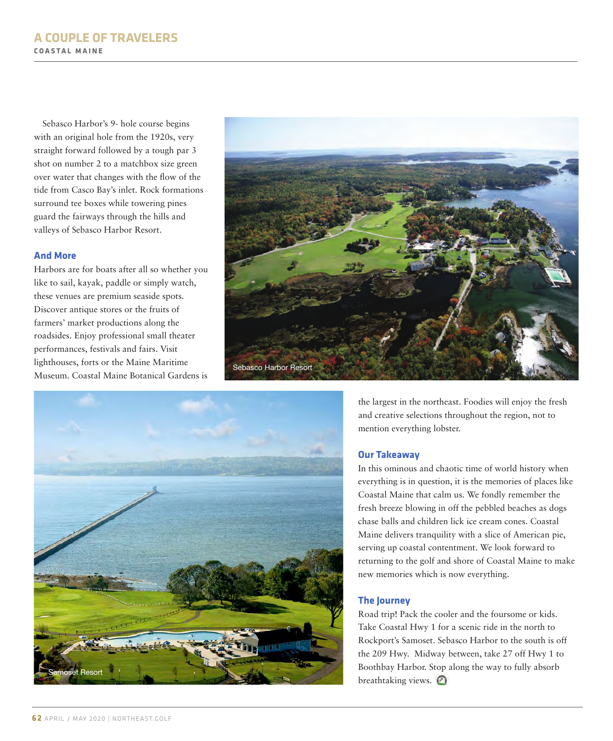Sebasco Harbor's 9- hole course begins with an original hole from the 1920s, very straight forward followed by a tough par 3 shot on number 2 to a matchbox size green over water that changes with the flow of the tide from Casco Bay's inlet. Rock formations surround tee boxes while towering pines guard the fairways through the hills and valleys of Sebasco Harbor Resort.

Sebasco Harbor Resort

### And More

Harbors are for boats after all so whether you like to sail, kayak, paddle or simply watch, these venues are premium seaside spots. Discover antique stores or the fruits of farmers' market productions along the roadsides. Enjoy professional small theater performances, festivals and fairs. Visit lighthouses, forts or the Maine Maritime Museum. Coastal Maine Botanical Gardens is the largest in the northeast. Foodies will enjoy the fresh and creative selections throughout the region, not to mention everything lobster.

Samoset Resort

### Our Takeaway

In this ominous and chaotic time of world history when everything is in question, it is the memories of places like Coastal Maine that calm us. We fondly remember the fresh breeze blowing in off the pebbled beaches as dogs chase balls and children lick ice cream cones. Coastal Maine delivers tranquility with a slice of American pie, serving up coastal contentment. We look forward to returning to the golf and shore of Coastal Maine to make new memories which is now everything.

### The Journey

Road trip! Pack the cooler and the foursome or kids. Take Coastal Hwy 1 for a scenic ride in the north to Rockport's Samoset. Sebasco Harbor to the south is off the 209 Hwy. Midway between, take 27 off Hwy 1 to Boothbay Harbor. Stop along the way to fully absorb breathtaking views.